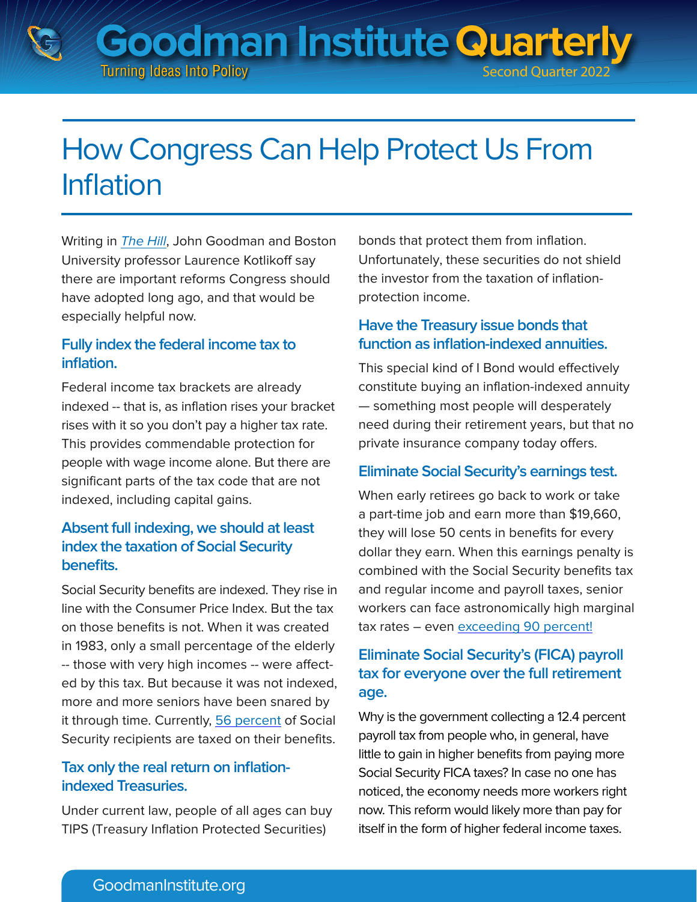# How Congress Can Help Protect Us From Inflation

Writing in *The Hill*, John Goodman and Boston University professor Laurence Kotlikoff say there are important reforms Congress should have adopted long ago, and that would be especially helpful now.

## Fully index the federal income tax to inflation.

Federal income tax brackets are already indexed -- that is, as inflation rises your bracket rises with it so you don't pay a higher tax rate. This provides commendable protection for people with wage income alone. But there are significant parts of the tax code that are not indexed, including capital gains.

## Absent full indexing, we should at least index the taxation of Social Security benefits.

Social Security benefits are indexed. They rise in line with the Consumer Price Index. But the tax on those benefits is not. When it was created in 1983, only a small percentage of the elderly -- those with very high incomes -- were affected by this tax. But because it was not indexed, more and more seniors have been snared by it through time. Currently, 56 percent of Social Security recipients are taxed on their benefits.

## Tax only the real return on inflation-indexed Treasuries.

Under current law, people of all ages can buy TIPS (Treasury Inflation Protected Securities) bonds that protect them from inflation. Unfortunately, these securities do not shield the investor from the taxation of inflation-protection income.

## Have the Treasury issue bonds that function as inflation-indexed annuities.

This special kind of I Bond would effectively constitute buying an inflation-indexed annuity — something most people will desperately need during their retirement years, but that no private insurance company today offers.

## Eliminate Social Security's earnings test.

When early retirees go back to work or take a part-time job and earn more than $19,660, they will lose 50 cents in benefits for every dollar they earn. When this earnings penalty is combined with the Social Security benefits tax and regular income and payroll taxes, senior workers can face astronomically high marginal tax rates – even exceeding 90 percent!

## Eliminate Social Security's (FICA) payroll tax for everyone over the full retirement age.

Why is the government collecting a 12.4 percent payroll tax from people who, in general, have little to gain in higher benefits from paying more Social Security FICA taxes? In case no one has noticed, the economy needs more workers right now. This reform would likely more than pay for itself in the form of higher federal income taxes.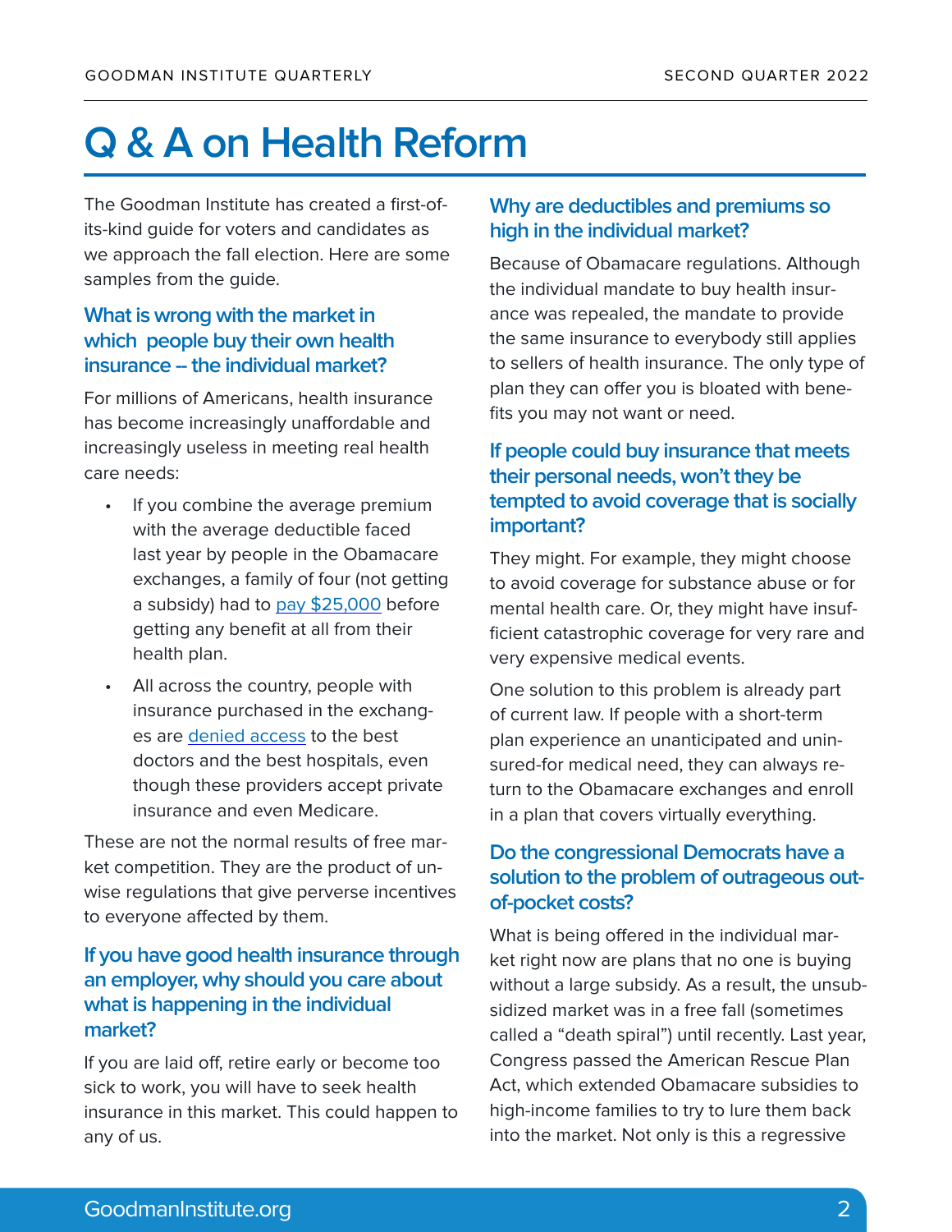# Q & A on Health Reform

The Goodman Institute has created a first-of-its-kind guide for voters and candidates as we approach the fall election. Here are some samples from the guide.

### What is wrong with the market in which people buy their own health insurance – the individual market?

For millions of Americans, health insurance has become increasingly unaffordable and increasingly useless in meeting real health care needs:

- If you combine the average premium with the average deductible faced last year by people in the Obamacare exchanges, a family of four (not getting a subsidy) had to pay $25,000 before getting any benefit at all from their health plan.
- All across the country, people with insurance purchased in the exchanges are denied access to the best doctors and the best hospitals, even though these providers accept private insurance and even Medicare.

These are not the normal results of free market competition. They are the product of unwise regulations that give perverse incentives to everyone affected by them.

### If you have good health insurance through an employer, why should you care about what is happening in the individual market?

If you are laid off, retire early or become too sick to work, you will have to seek health insurance in this market. This could happen to any of us.

### Why are deductibles and premiums so high in the individual market?

Because of Obamacare regulations. Although the individual mandate to buy health insurance was repealed, the mandate to provide the same insurance to everybody still applies to sellers of health insurance. The only type of plan they can offer you is bloated with benefits you may not want or need.

### If people could buy insurance that meets their personal needs, won't they be tempted to avoid coverage that is socially important?

They might. For example, they might choose to avoid coverage for substance abuse or for mental health care. Or, they might have insufficient catastrophic coverage for very rare and very expensive medical events.

One solution to this problem is already part of current law. If people with a short-term plan experience an unanticipated and uninsured-for medical need, they can always return to the Obamacare exchanges and enroll in a plan that covers virtually everything.

### Do the congressional Democrats have a solution to the problem of outrageous out-of-pocket costs?

What is being offered in the individual market right now are plans that no one is buying without a large subsidy. As a result, the unsubsidized market was in a free fall (sometimes called a "death spiral") until recently. Last year, Congress passed the American Rescue Plan Act, which extended Obamacare subsidies to high-income families to try to lure them back into the market. Not only is this a regressive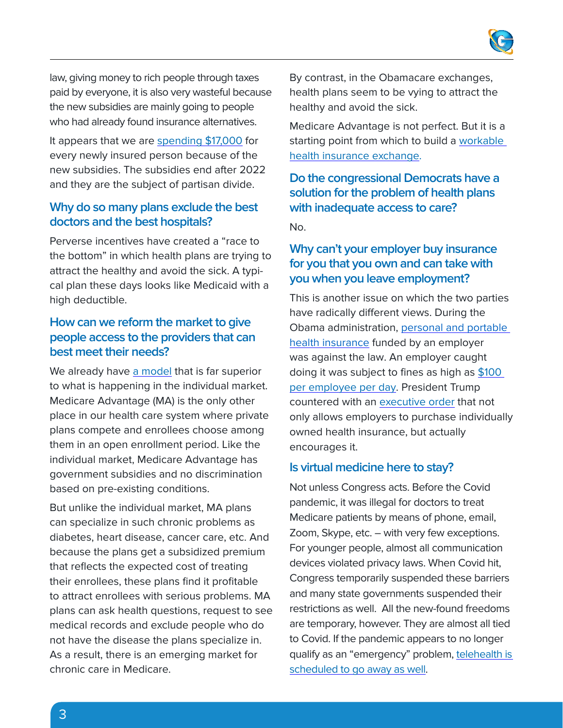law, giving money to rich people through taxes paid by everyone, it is also very wasteful because the new subsidies are mainly going to people who had already found insurance alternatives.

It appears that we are spending $17,000 for every newly insured person because of the new subsidies. The subsidies end after 2022 and they are the subject of partisan divide.

## Why do so many plans exclude the best doctors and the best hospitals?

Perverse incentives have created a "race to the bottom" in which health plans are trying to attract the healthy and avoid the sick. A typical plan these days looks like Medicaid with a high deductible.

## How can we reform the market to give people access to the providers that can best meet their needs?

We already have a model that is far superior to what is happening in the individual market. Medicare Advantage (MA) is the only other place in our health care system where private plans compete and enrollees choose among them in an open enrollment period. Like the individual market, Medicare Advantage has government subsidies and no discrimination based on pre-existing conditions.

But unlike the individual market, MA plans can specialize in such chronic problems as diabetes, heart disease, cancer care, etc. And because the plans get a subsidized premium that reflects the expected cost of treating their enrollees, these plans find it profitable to attract enrollees with serious problems. MA plans can ask health questions, request to see medical records and exclude people who do not have the disease the plans specialize in. As a result, there is an emerging market for chronic care in Medicare.

By contrast, in the Obamacare exchanges, health plans seem to be vying to attract the healthy and avoid the sick.

Medicare Advantage is not perfect. But it is a starting point from which to build a workable health insurance exchange.

## Do the congressional Democrats have a solution for the problem of health plans with inadequate access to care?

No.

## Why can't your employer buy insurance for you that you own and can take with you when you leave employment?

This is another issue on which the two parties have radically different views. During the Obama administration, personal and portable health insurance funded by an employer was against the law. An employer caught doing it was subject to fines as high as $100 per employee per day. President Trump countered with an executive order that not only allows employers to purchase individually owned health insurance, but actually encourages it.

## Is virtual medicine here to stay?

Not unless Congress acts. Before the Covid pandemic, it was illegal for doctors to treat Medicare patients by means of phone, email, Zoom, Skype, etc. – with very few exceptions. For younger people, almost all communication devices violated privacy laws. When Covid hit, Congress temporarily suspended these barriers and many state governments suspended their restrictions as well. All the new-found freedoms are temporary, however. They are almost all tied to Covid. If the pandemic appears to no longer qualify as an "emergency" problem, telehealth is scheduled to go away as well.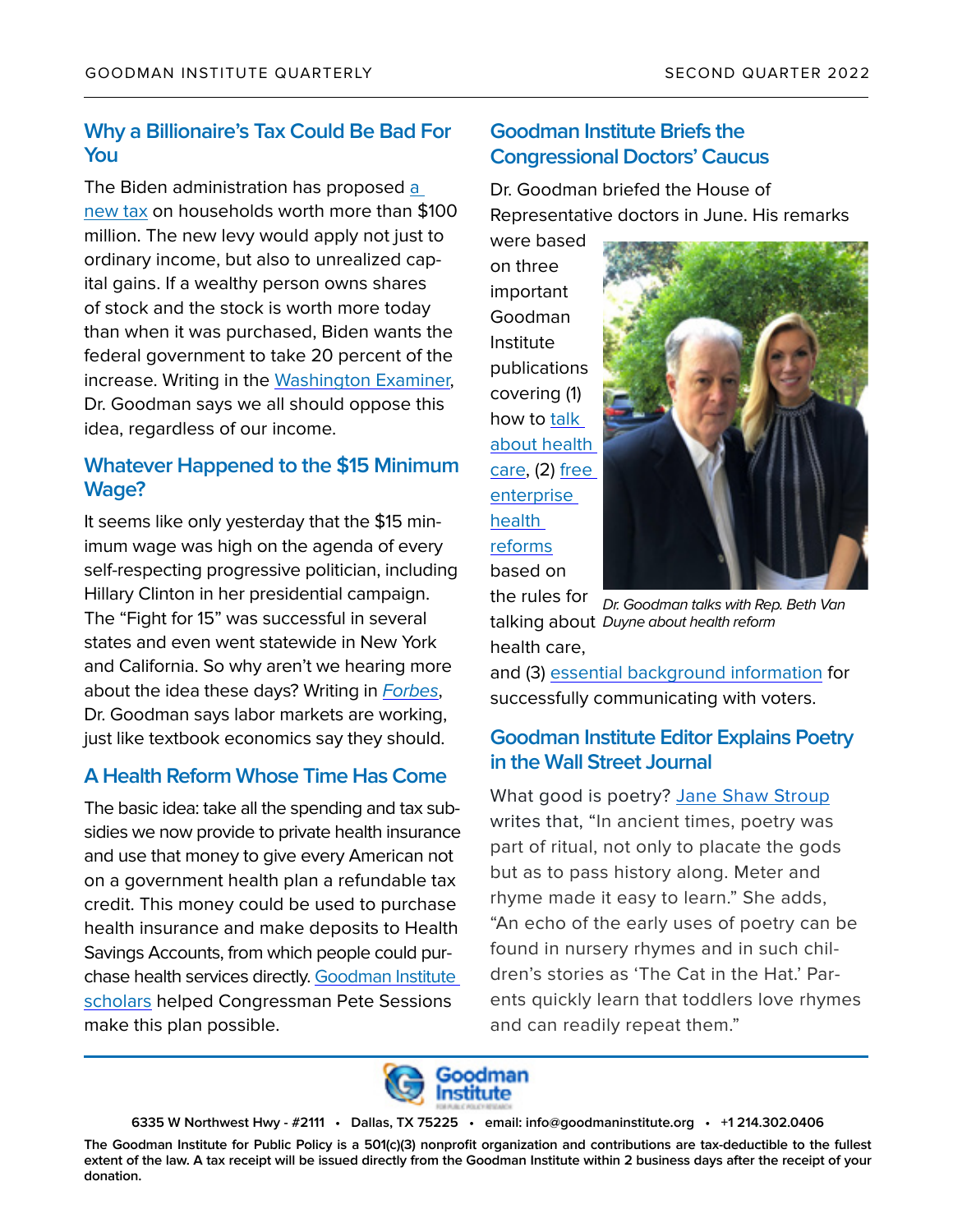## Why a Billionaire's Tax Could Be Bad For You

The Biden administration has proposed a new tax on households worth more than $100 million. The new levy would apply not just to ordinary income, but also to unrealized capital gains. If a wealthy person owns shares of stock and the stock is worth more today than when it was purchased, Biden wants the federal government to take 20 percent of the increase. Writing in the Washington Examiner, Dr. Goodman says we all should oppose this idea, regardless of our income.

## Whatever Happened to the $15 Minimum Wage?

It seems like only yesterday that the $15 minimum wage was high on the agenda of every self-respecting progressive politician, including Hillary Clinton in her presidential campaign. The "Fight for 15" was successful in several states and even went statewide in New York and California. So why aren't we hearing more about the idea these days? Writing in *Forbes*, Dr. Goodman says labor markets are working, just like textbook economics say they should.

## A Health Reform Whose Time Has Come

The basic idea: take all the spending and tax subsidies we now provide to private health insurance and use that money to give every American not on a government health plan a refundable tax credit. This money could be used to purchase health insurance and make deposits to Health Savings Accounts, from which people could purchase health services directly. Goodman Institute scholars helped Congressman Pete Sessions make this plan possible.

## Goodman Institute Briefs the Congressional Doctors' Caucus

Dr. Goodman briefed the House of Representative doctors in June. His remarks were based on three important Goodman Institute publications covering (1) how to talk about health care, (2) free enterprise health reforms based on the rules for talking about health care, and (3) essential background information for successfully communicating with voters.

*Dr. Goodman talks with Rep. Beth Van Duyne about health reform*

## Goodman Institute Editor Explains Poetry in the Wall Street Journal

What good is poetry? Jane Shaw Stroup writes that, "In ancient times, poetry was part of ritual, not only to placate the gods but as to pass history along. Meter and rhyme made it easy to learn." She adds, "An echo of the early uses of poetry can be found in nursery rhymes and in such children's stories as 'The Cat in the Hat.' Parents quickly learn that toddlers love rhymes and can readily repeat them."

Goodman Institute

6335 W Northwest Hwy - #2111 • Dallas, TX 75225 • email: info@goodmaninstitute.org • +1 214.302.0406

**The Goodman Institute for Public Policy is a 501(c)(3) nonprofit organization and contributions are tax-deductible to the fullest extent of the law. A tax receipt will be issued directly from the Goodman Institute within 2 business days after the receipt of your donation.**